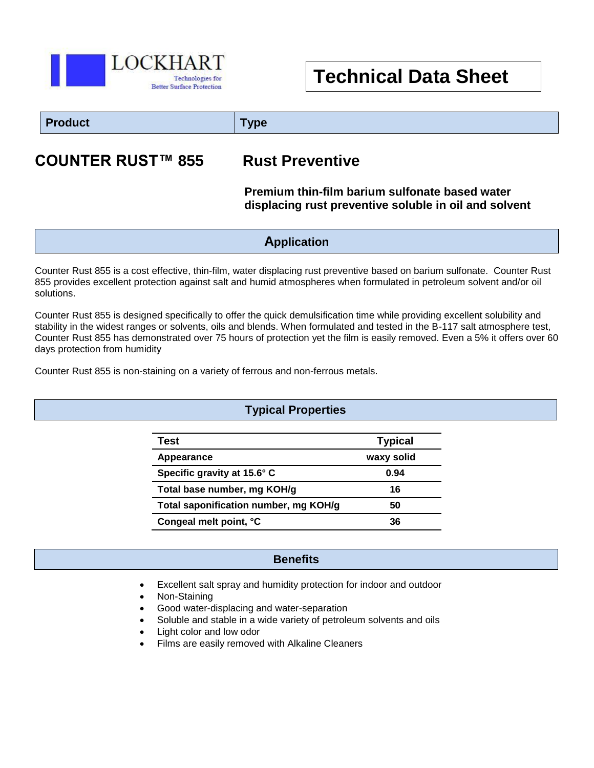LOCKHART
Technologies for Better Surface Protection

# Technical Data Sheet

| Product | Type |
|---|---|

## COUNTER RUST™ 855 — Rust Preventive

**Premium thin-film barium sulfonate based water displacing rust preventive soluble in oil and solvent**

## Application

Counter Rust 855 is a cost effective, thin-film, water displacing rust preventive based on barium sulfonate. Counter Rust 855 provides excellent protection against salt and humid atmospheres when formulated in petroleum solvent and/or oil solutions.

Counter Rust 855 is designed specifically to offer the quick demulsification time while providing excellent solubility and stability in the widest ranges or solvents, oils and blends. When formulated and tested in the B-117 salt atmosphere test, Counter Rust 855 has demonstrated over 75 hours of protection yet the film is easily removed. Even a 5% it offers over 60 days protection from humidity

Counter Rust 855 is non-staining on a variety of ferrous and non-ferrous metals.

## Typical Properties

| Test | Typical |
|---|---|
| Appearance | waxy solid |
| Specific gravity at 15.6° C | 0.94 |
| Total base number, mg KOH/g | 16 |
| Total saponification number, mg KOH/g | 50 |
| Congeal melt point, °C | 36 |

## Benefits

- Excellent salt spray and humidity protection for indoor and outdoor
- Non-Staining
- Good water-displacing and water-separation
- Soluble and stable in a wide variety of petroleum solvents and oils
- Light color and low odor
- Films are easily removed with Alkaline Cleaners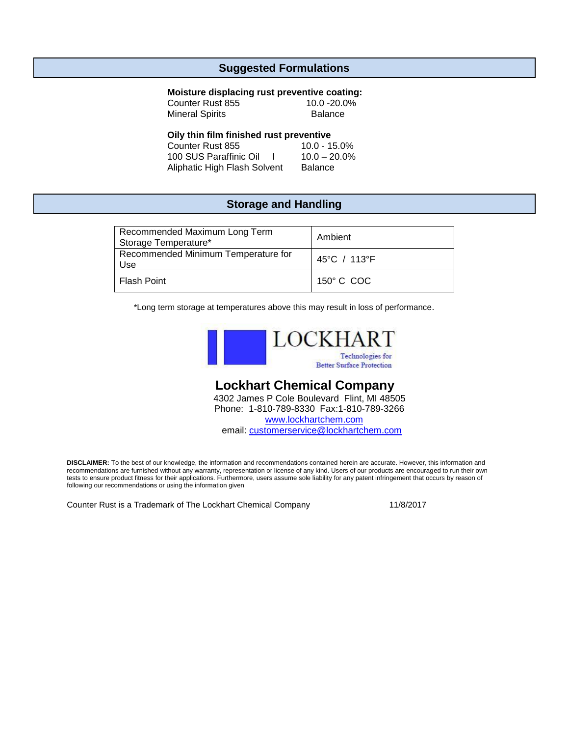## Suggested Formulations

**Moisture displacing rust preventive coating:**

| | |
|---|---|
| Counter Rust 855 | 10.0 -20.0% |
| Mineral Spirits | Balance |

**Oily thin film finished rust preventive**

| | |
|---|---|
| Counter Rust 855 | 10.0 - 15.0% |
| 100 SUS Paraffinic Oil l | 10.0 – 20.0% |
| Aliphatic High Flash Solvent | Balance |

## Storage and Handling

| | |
|---|---|
| Recommended Maximum Long Term Storage Temperature* | Ambient |
| Recommended Minimum Temperature for Use | 45°C / 113°F |
| Flash Point | 150° C COC |

*Long term storage at temperatures above this may result in loss of performance.

LOCKHART
Technologies for
Better Surface Protection

**Lockhart Chemical Company**
4302 James P Cole Boulevard Flint, MI 48505
Phone: 1-810-789-8330 Fax:1-810-789-3266
www.lockhartchem.com
email: customerservice@lockhartchem.com

**DISCLAIMER:** To the best of our knowledge, the information and recommendations contained herein are accurate. However, this information and recommendations are furnished without any warranty, representation or license of any kind. Users of our products are encouraged to run their own tests to ensure product fitness for their applications. Furthermore, users assume sole liability for any patent infringement that occurs by reason of following our recommendations or using the information given

Counter Rust is a Trademark of The Lockhart Chemical Company 11/8/2017